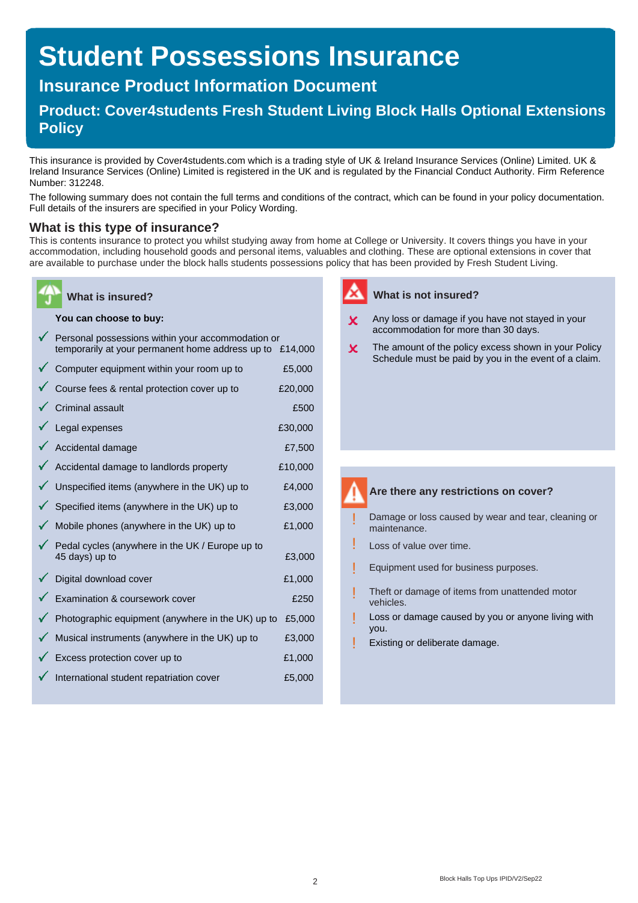# Student Possessions Insurance

## Insurance Product Information Document

## Product: Cover4students Fresh Student Living Block Halls Optional Extensions Policy

This insurance is provided by Cover4students.com which is a trading style of UK & Ireland Insurance Services (Online) Limited. UK & Ireland Insurance Services (Online) Limited is registered in the UK and is regulated by the Financial Conduct Authority. Firm Reference Number: 312248.

The following summary does not contain the full terms and conditions of the contract, which can be found in your policy documentation. Full details of the insurers are specified in your Policy Wording.

### What is this type of insurance?

This is contents insurance to protect you whilst studying away from home at College or University. It covers things you have in your accommodation, including household goods and personal items, valuables and clothing. These are optional extensions in cover that are available to purchase under the block halls students possessions policy that has been provided by Fresh Student Living.

### What is insured?

**You can choose to buy:**

| Cover | Limit |
| --- | --- |
| ✓ Personal possessions within your accommodation or temporarily at your permanent home address up to | £14,000 |
| ✓ Computer equipment within your room up to | £5,000 |
| ✓ Course fees & rental protection cover up to | £20,000 |
| ✓ Criminal assault | £500 |
| ✓ Legal expenses | £30,000 |
| ✓ Accidental damage | £7,500 |
| ✓ Accidental damage to landlords property | £10,000 |
| ✓ Unspecified items (anywhere in the UK) up to | £4,000 |
| ✓ Specified items (anywhere in the UK) up to | £3,000 |
| ✓ Mobile phones (anywhere in the UK) up to | £1,000 |
| ✓ Pedal cycles (anywhere in the UK / Europe up to 45 days) up to | £3,000 |
| ✓ Digital download cover | £1,000 |
| ✓ Examination & coursework cover | £250 |
| ✓ Photographic equipment (anywhere in the UK) up to | £5,000 |
| ✓ Musical instruments (anywhere in the UK) up to | £3,000 |
| ✓ Excess protection cover up to | £1,000 |
| ✓ International student repatriation cover | £5,000 |

### What is not insured?

- ✗ Any loss or damage if you have not stayed in your accommodation for more than 30 days.
- ✗ The amount of the policy excess shown in your Policy Schedule must be paid by you in the event of a claim.

### Are there any restrictions on cover?

- ! Damage or loss caused by wear and tear, cleaning or maintenance.
- ! Loss of value over time.
- ! Equipment used for business purposes.
- ! Theft or damage of items from unattended motor vehicles.
- ! Loss or damage caused by you or anyone living with you.
- ! Existing or deliberate damage.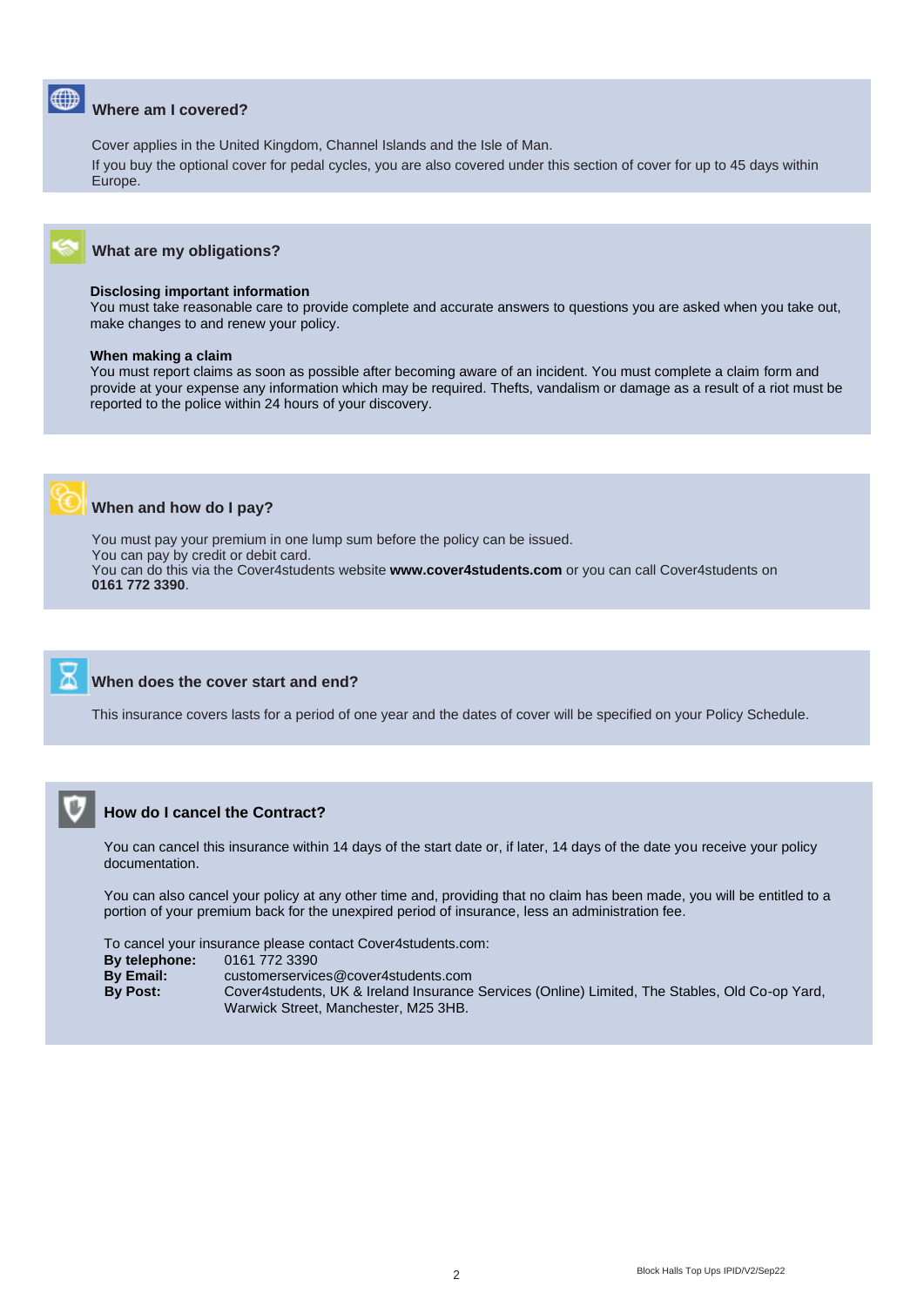## Where am I covered?

Cover applies in the United Kingdom, Channel Islands and the Isle of Man.

If you buy the optional cover for pedal cycles, you are also covered under this section of cover for up to 45 days within Europe.

## What are my obligations?

**Disclosing important information**

You must take reasonable care to provide complete and accurate answers to questions you are asked when you take out, make changes to and renew your policy.

**When making a claim**

You must report claims as soon as possible after becoming aware of an incident. You must complete a claim form and provide at your expense any information which may be required. Thefts, vandalism or damage as a result of a riot must be reported to the police within 24 hours of your discovery.

## When and how do I pay?

You must pay your premium in one lump sum before the policy can be issued.
You can pay by credit or debit card.
You can do this via the Cover4students website **www.cover4students.com** or you can call Cover4students on **0161 772 3390**.

## When does the cover start and end?

This insurance covers lasts for a period of one year and the dates of cover will be specified on your Policy Schedule.

## How do I cancel the Contract?

You can cancel this insurance within 14 days of the start date or, if later, 14 days of the date you receive your policy documentation.

You can also cancel your policy at any other time and, providing that no claim has been made, you will be entitled to a portion of your premium back for the unexpired period of insurance, less an administration fee.

To cancel your insurance please contact Cover4students.com:

**By telephone:** 0161 772 3390
**By Email:** customerservices@cover4students.com
**By Post:** Cover4students, UK & Ireland Insurance Services (Online) Limited, The Stables, Old Co-op Yard, Warwick Street, Manchester, M25 3HB.